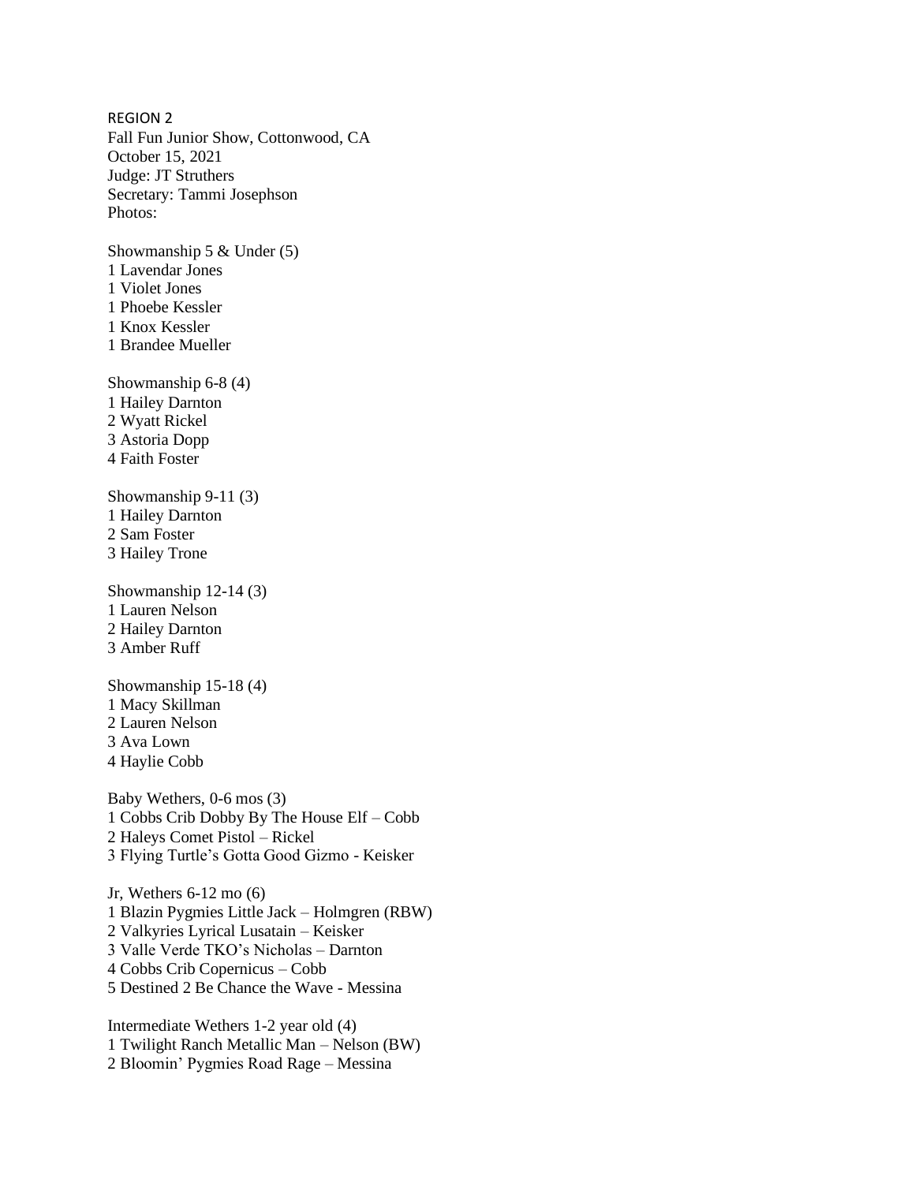REGION 2

Fall Fun Junior Show, Cottonwood, CA
October 15, 2021
Judge: JT Struthers
Secretary: Tammi Josephson
Photos:

Showmanship 5 & Under (5)
1 Lavendar Jones
1 Violet Jones
1 Phoebe Kessler
1 Knox Kessler
1 Brandee Mueller

Showmanship 6-8 (4)
1 Hailey Darnton
2 Wyatt Rickel
3 Astoria Dopp
4 Faith Foster

Showmanship 9-11 (3)
1 Hailey Darnton
2 Sam Foster
3 Hailey Trone

Showmanship 12-14 (3)
1 Lauren Nelson
2 Hailey Darnton
3 Amber Ruff

Showmanship 15-18 (4)
1 Macy Skillman
2 Lauren Nelson
3 Ava Lown
4 Haylie Cobb

Baby Wethers, 0-6 mos (3)
1 Cobbs Crib Dobby By The House Elf – Cobb
2 Haleys Comet Pistol – Rickel
3 Flying Turtle's Gotta Good Gizmo - Keisker

Jr, Wethers 6-12 mo (6)
1 Blazin Pygmies Little Jack – Holmgren (RBW)
2 Valkyries Lyrical Lusatain – Keisker
3 Valle Verde TKO's Nicholas – Darnton
4 Cobbs Crib Copernicus – Cobb
5 Destined 2 Be Chance the Wave - Messina

Intermediate Wethers 1-2 year old (4)
1 Twilight Ranch Metallic Man – Nelson (BW)
2 Bloomin' Pygmies Road Rage – Messina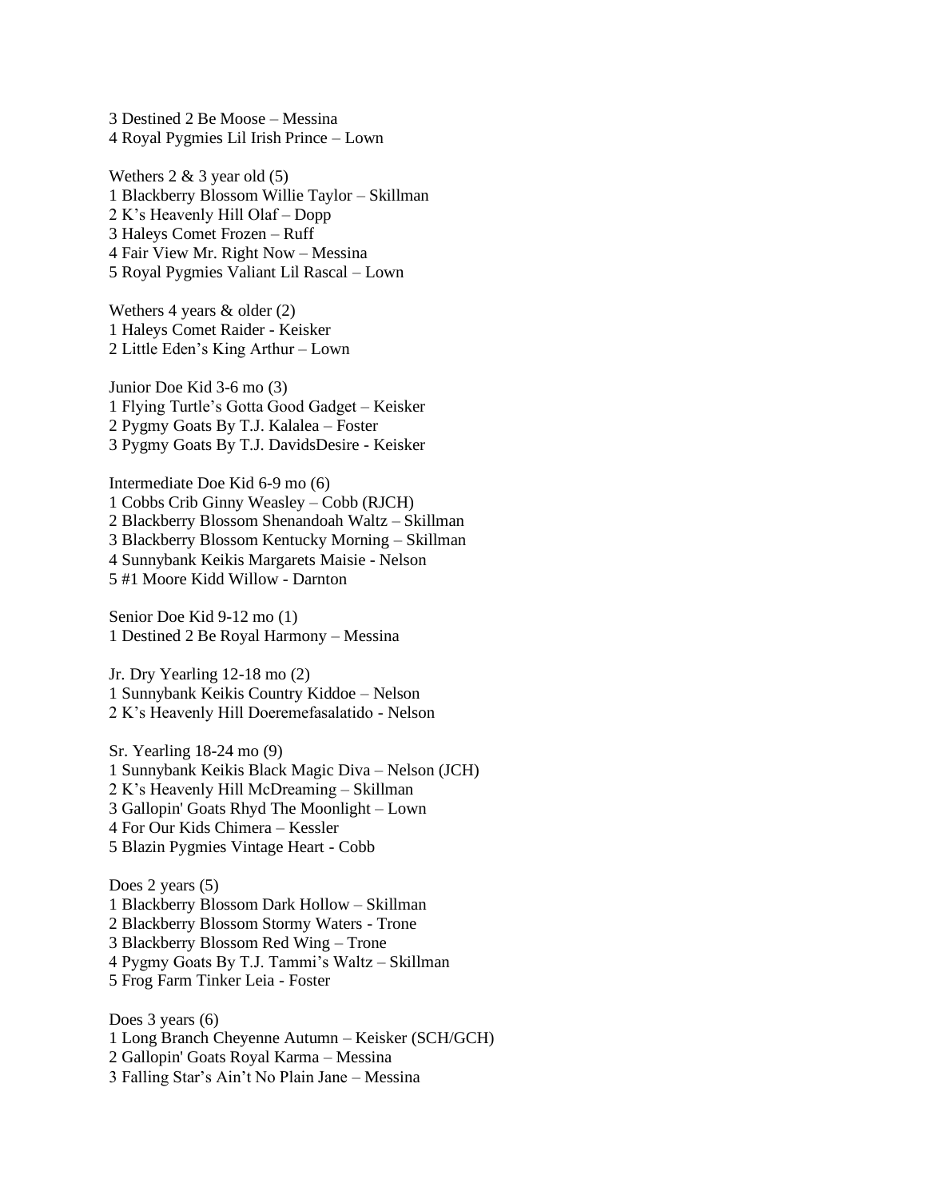3 Destined 2 Be Moose – Messina
4 Royal Pygmies Lil Irish Prince – Lown

Wethers 2 & 3 year old (5)
1 Blackberry Blossom Willie Taylor – Skillman
2 K's Heavenly Hill Olaf – Dopp
3 Haleys Comet Frozen – Ruff
4 Fair View Mr. Right Now – Messina
5 Royal Pygmies Valiant Lil Rascal – Lown

Wethers 4 years & older (2)
1 Haleys Comet Raider - Keisker
2 Little Eden's King Arthur – Lown

Junior Doe Kid 3-6 mo (3)
1 Flying Turtle's Gotta Good Gadget – Keisker
2 Pygmy Goats By T.J. Kalalea – Foster
3 Pygmy Goats By T.J. DavidsDesire - Keisker

Intermediate Doe Kid 6-9 mo (6)
1 Cobbs Crib Ginny Weasley – Cobb (RJCH)
2 Blackberry Blossom Shenandoah Waltz – Skillman
3 Blackberry Blossom Kentucky Morning – Skillman
4 Sunnybank Keikis Margarets Maisie - Nelson
5 #1 Moore Kidd Willow - Darnton

Senior Doe Kid 9-12 mo (1)
1 Destined 2 Be Royal Harmony – Messina

Jr. Dry Yearling 12-18 mo (2)
1 Sunnybank Keikis Country Kiddoe – Nelson
2 K's Heavenly Hill Doeremefasalatido - Nelson

Sr. Yearling 18-24 mo (9)
1 Sunnybank Keikis Black Magic Diva – Nelson (JCH)
2 K's Heavenly Hill McDreaming – Skillman
3 Gallopin' Goats Rhyd The Moonlight – Lown
4 For Our Kids Chimera – Kessler
5 Blazin Pygmies Vintage Heart - Cobb

Does 2 years (5)
1 Blackberry Blossom Dark Hollow – Skillman
2 Blackberry Blossom Stormy Waters - Trone
3 Blackberry Blossom Red Wing – Trone
4 Pygmy Goats By T.J. Tammi's Waltz – Skillman
5 Frog Farm Tinker Leia - Foster

Does 3 years (6)
1 Long Branch Cheyenne Autumn – Keisker (SCH/GCH)
2 Gallopin' Goats Royal Karma – Messina
3 Falling Star's Ain't No Plain Jane – Messina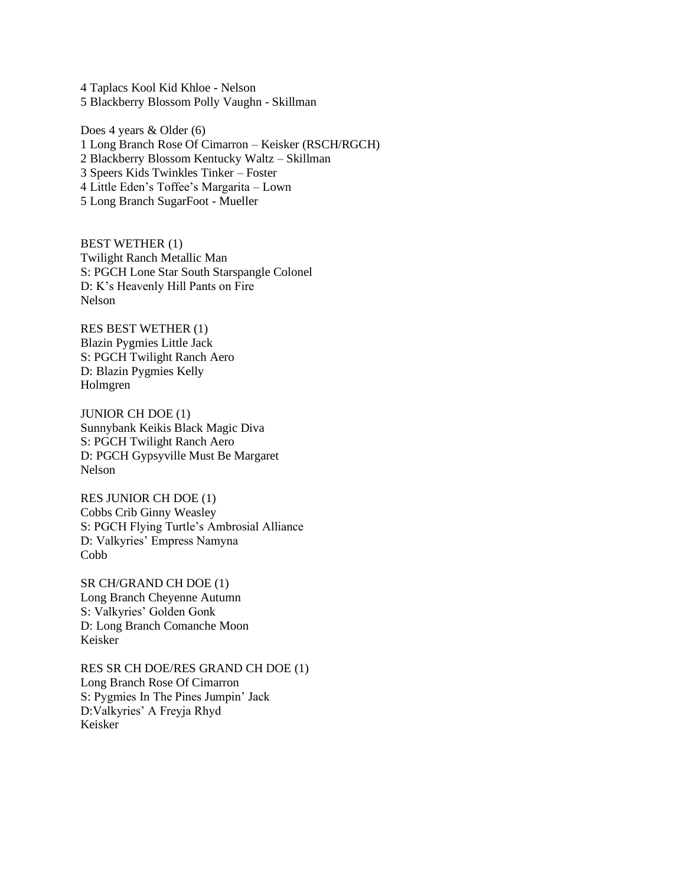4 Taplacs Kool Kid Khloe - Nelson
5 Blackberry Blossom Polly Vaughn - Skillman

Does 4 years & Older (6)
1 Long Branch Rose Of Cimarron – Keisker (RSCH/RGCH)
2 Blackberry Blossom Kentucky Waltz – Skillman
3 Speers Kids Twinkles Tinker – Foster
4 Little Eden's Toffee's Margarita – Lown
5 Long Branch SugarFoot - Mueller

BEST WETHER (1)
Twilight Ranch Metallic Man
S: PGCH Lone Star South Starspangle Colonel
D: K's Heavenly Hill Pants on Fire
Nelson

RES BEST WETHER (1)
Blazin Pygmies Little Jack
S: PGCH Twilight Ranch Aero
D: Blazin Pygmies Kelly
Holmgren

JUNIOR CH DOE (1)
Sunnybank Keikis Black Magic Diva
S: PGCH Twilight Ranch Aero
D: PGCH Gypsyville Must Be Margaret
Nelson

RES JUNIOR CH DOE (1)
Cobbs Crib Ginny Weasley
S: PGCH Flying Turtle's Ambrosial Alliance
D: Valkyries' Empress Namyna
Cobb

SR CH/GRAND CH DOE (1)
Long Branch Cheyenne Autumn
S: Valkyries' Golden Gonk
D: Long Branch Comanche Moon
Keisker

RES SR CH DOE/RES GRAND CH DOE (1)
Long Branch Rose Of Cimarron
S: Pygmies In The Pines Jumpin' Jack
D:Valkyries' A Freyja Rhyd
Keisker